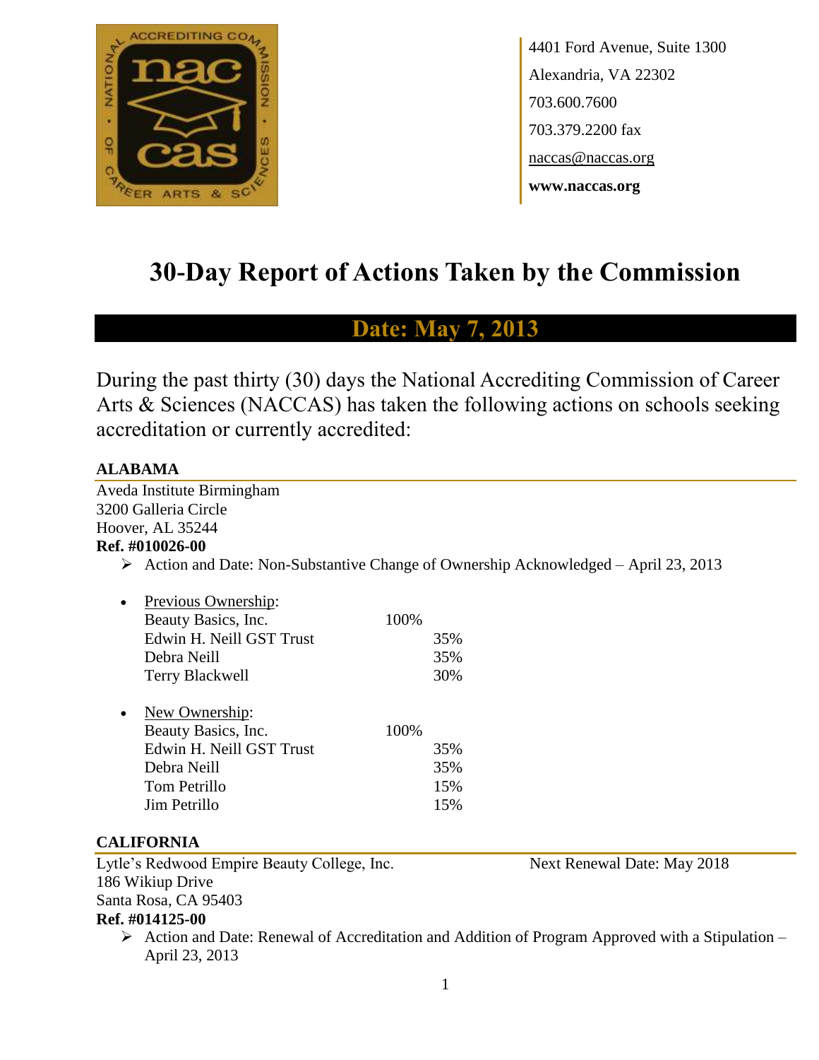4401 Ford Avenue, Suite 1300
Alexandria, VA 22302
703.600.7600
703.379.2200 fax
naccas@naccas.org
**www.naccas.org**

# 30-Day Report of Actions Taken by the Commission

## Date: May 7, 2013

During the past thirty (30) days the National Accrediting Commission of Career Arts & Sciences (NACCAS) has taken the following actions on schools seeking accreditation or currently accredited:

### ALABAMA

Aveda Institute Birmingham
3200 Galleria Circle
Hoover, AL 35244
**Ref. #010026-00**

- Action and Date: Non-Substantive Change of Ownership Acknowledged – April 23, 2013

- Previous Ownership:

| | | |
|---|---|---|
| Beauty Basics, Inc. | 100% | |
| Edwin H. Neill GST Trust | | 35% |
| Debra Neill | | 35% |
| Terry Blackwell | | 30% |

- New Ownership:

| | | |
|---|---|---|
| Beauty Basics, Inc. | 100% | |
| Edwin H. Neill GST Trust | | 35% |
| Debra Neill | | 35% |
| Tom Petrillo | | 15% |
| Jim Petrillo | | 15% |

### CALIFORNIA

Lytle's Redwood Empire Beauty College, Inc.
186 Wikiup Drive
Santa Rosa, CA 95403
**Ref. #014125-00**

Next Renewal Date: May 2018

- Action and Date: Renewal of Accreditation and Addition of Program Approved with a Stipulation – April 23, 2013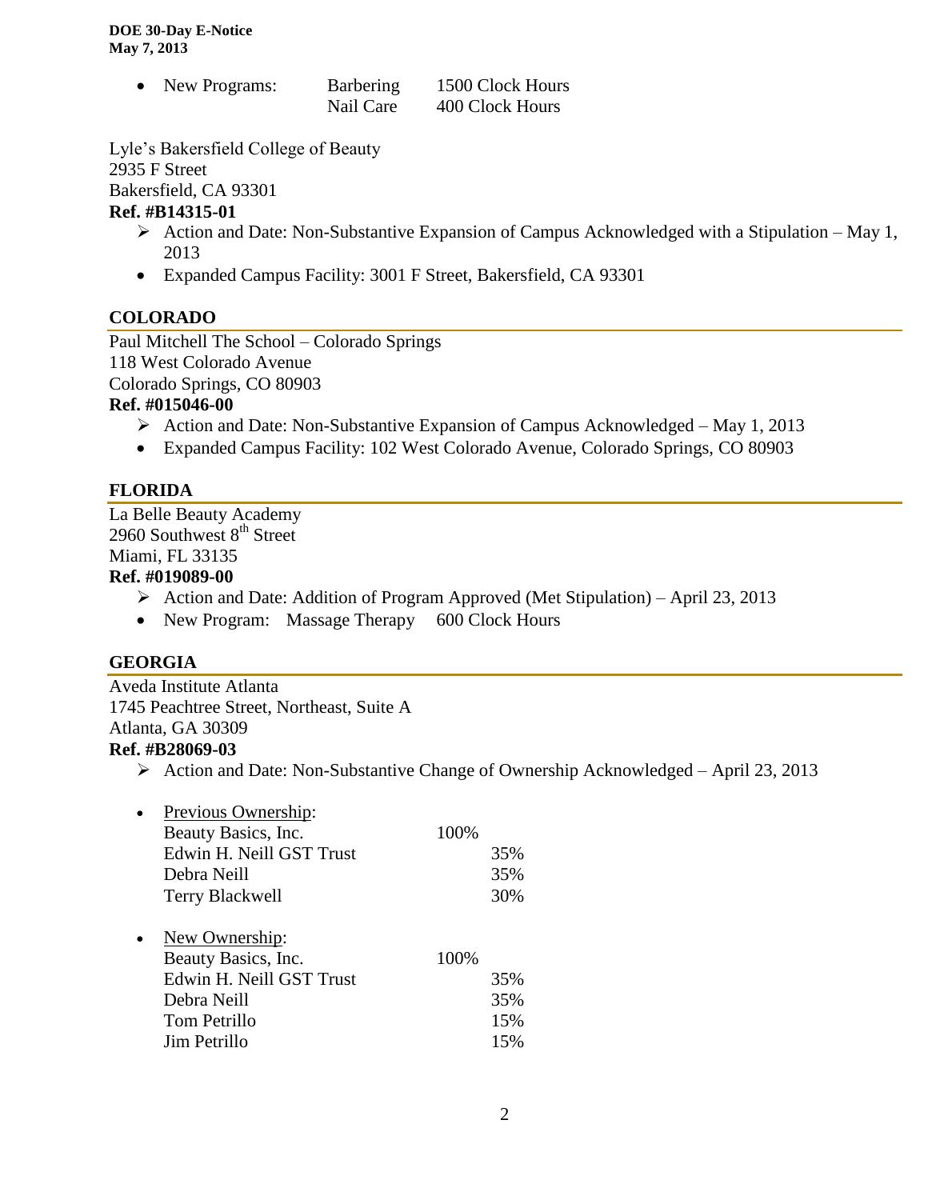- New Programs: Barbering 1500 Clock Hours
  Nail Care 400 Clock Hours

Lyle's Bakersfield College of Beauty
2935 F Street
Bakersfield, CA 93301
**Ref. #B14315-01**

- ➢ Action and Date: Non-Substantive Expansion of Campus Acknowledged with a Stipulation – May 1, 2013
- Expanded Campus Facility: 3001 F Street, Bakersfield, CA 93301

## COLORADO

Paul Mitchell The School – Colorado Springs
118 West Colorado Avenue
Colorado Springs, CO 80903
**Ref. #015046-00**

- ➢ Action and Date: Non-Substantive Expansion of Campus Acknowledged – May 1, 2013
- Expanded Campus Facility: 102 West Colorado Avenue, Colorado Springs, CO 80903

## FLORIDA

La Belle Beauty Academy
2960 Southwest 8th Street
Miami, FL 33135
**Ref. #019089-00**

- ➢ Action and Date: Addition of Program Approved (Met Stipulation) – April 23, 2013
- New Program: Massage Therapy 600 Clock Hours

## GEORGIA

Aveda Institute Atlanta
1745 Peachtree Street, Northeast, Suite A
Atlanta, GA 30309
**Ref. #B28069-03**

- ➢ Action and Date: Non-Substantive Change of Ownership Acknowledged – April 23, 2013

- Previous Ownership:

| | | |
|---|---|---|
| Beauty Basics, Inc. | 100% | |
| Edwin H. Neill GST Trust | | 35% |
| Debra Neill | | 35% |
| Terry Blackwell | | 30% |

- New Ownership:

| | | |
|---|---|---|
| Beauty Basics, Inc. | 100% | |
| Edwin H. Neill GST Trust | | 35% |
| Debra Neill | | 35% |
| Tom Petrillo | | 15% |
| Jim Petrillo | | 15% |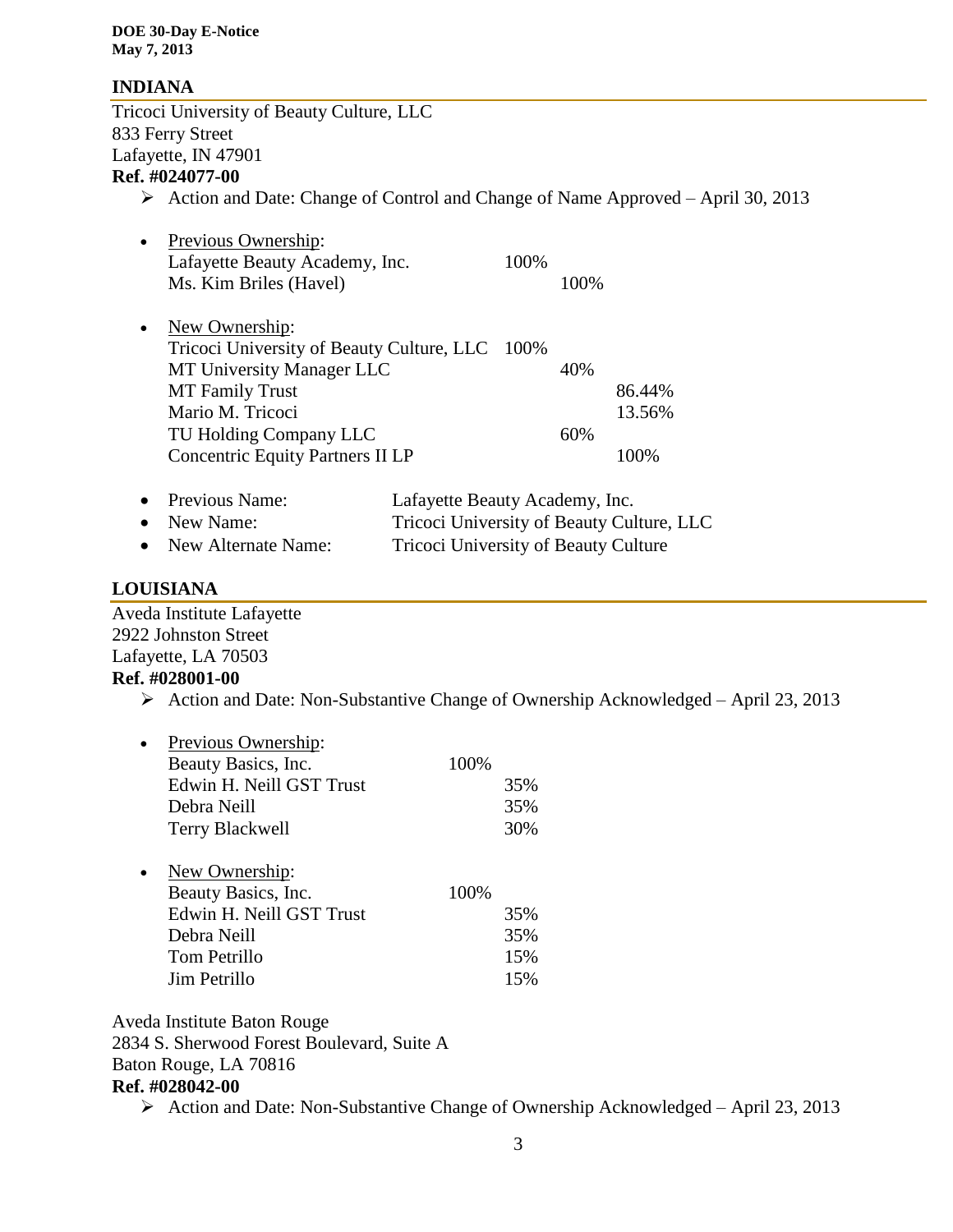## INDIANA

Tricoci University of Beauty Culture, LLC
833 Ferry Street
Lafayette, IN 47901
**Ref. #024077-00**

- Action and Date: Change of Control and Change of Name Approved – April 30, 2013

- Previous Ownership:

| | | | |
|---|---|---|---|
| Lafayette Beauty Academy, Inc. | 100% | | |
| Ms. Kim Briles (Havel) | | 100% | |

- New Ownership:

| | | | |
|---|---|---|---|
| Tricoci University of Beauty Culture, LLC | 100% | | |
| MT University Manager LLC | | 40% | |
| MT Family Trust | | | 86.44% |
| Mario M. Tricoci | | | 13.56% |
| TU Holding Company LLC | | 60% | |
| Concentric Equity Partners II LP | | | 100% |

- Previous Name: Lafayette Beauty Academy, Inc.
- New Name: Tricoci University of Beauty Culture, LLC
- New Alternate Name: Tricoci University of Beauty Culture

## LOUISIANA

Aveda Institute Lafayette
2922 Johnston Street
Lafayette, LA 70503
**Ref. #028001-00**

- Action and Date: Non-Substantive Change of Ownership Acknowledged – April 23, 2013

- Previous Ownership:

| | | |
|---|---|---|
| Beauty Basics, Inc. | 100% | |
| Edwin H. Neill GST Trust | | 35% |
| Debra Neill | | 35% |
| Terry Blackwell | | 30% |

- New Ownership:

| | | |
|---|---|---|
| Beauty Basics, Inc. | 100% | |
| Edwin H. Neill GST Trust | | 35% |
| Debra Neill | | 35% |
| Tom Petrillo | | 15% |
| Jim Petrillo | | 15% |

Aveda Institute Baton Rouge
2834 S. Sherwood Forest Boulevard, Suite A
Baton Rouge, LA 70816
**Ref. #028042-00**

- Action and Date: Non-Substantive Change of Ownership Acknowledged – April 23, 2013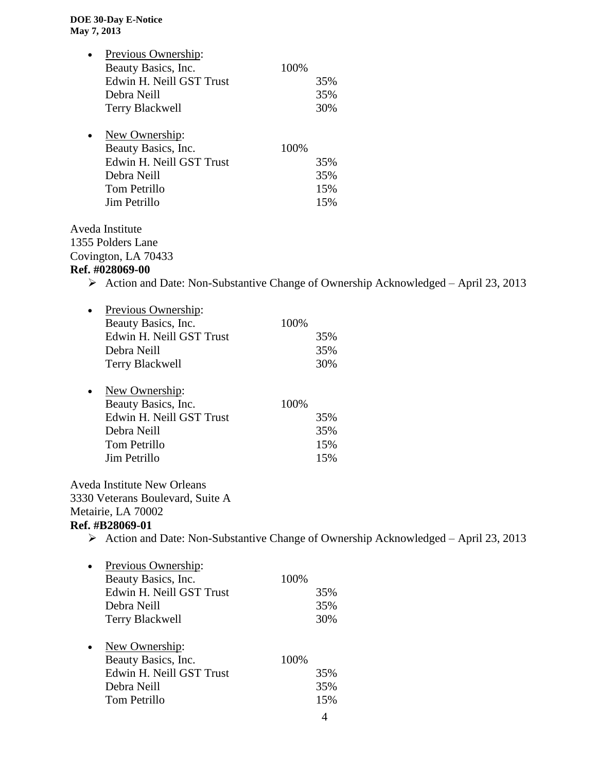- Previous Ownership:

| | | |
|---|---|---|
| Beauty Basics, Inc. | 100% | |
| Edwin H. Neill GST Trust | | 35% |
| Debra Neill | | 35% |
| Terry Blackwell | | 30% |

- New Ownership:

| | | |
|---|---|---|
| Beauty Basics, Inc. | 100% | |
| Edwin H. Neill GST Trust | | 35% |
| Debra Neill | | 35% |
| Tom Petrillo | | 15% |
| Jim Petrillo | | 15% |

Aveda Institute
1355 Polders Lane
Covington, LA 70433
**Ref. #028069-00**

> Action and Date: Non-Substantive Change of Ownership Acknowledged – April 23, 2013

- Previous Ownership:

| | | |
|---|---|---|
| Beauty Basics, Inc. | 100% | |
| Edwin H. Neill GST Trust | | 35% |
| Debra Neill | | 35% |
| Terry Blackwell | | 30% |

- New Ownership:

| | | |
|---|---|---|
| Beauty Basics, Inc. | 100% | |
| Edwin H. Neill GST Trust | | 35% |
| Debra Neill | | 35% |
| Tom Petrillo | | 15% |
| Jim Petrillo | | 15% |

Aveda Institute New Orleans
3330 Veterans Boulevard, Suite A
Metairie, LA 70002
**Ref. #B28069-01**

> Action and Date: Non-Substantive Change of Ownership Acknowledged – April 23, 2013

- Previous Ownership:

| | | |
|---|---|---|
| Beauty Basics, Inc. | 100% | |
| Edwin H. Neill GST Trust | | 35% |
| Debra Neill | | 35% |
| Terry Blackwell | | 30% |

- New Ownership:

| | | |
|---|---|---|
| Beauty Basics, Inc. | 100% | |
| Edwin H. Neill GST Trust | | 35% |
| Debra Neill | | 35% |
| Tom Petrillo | | 15% |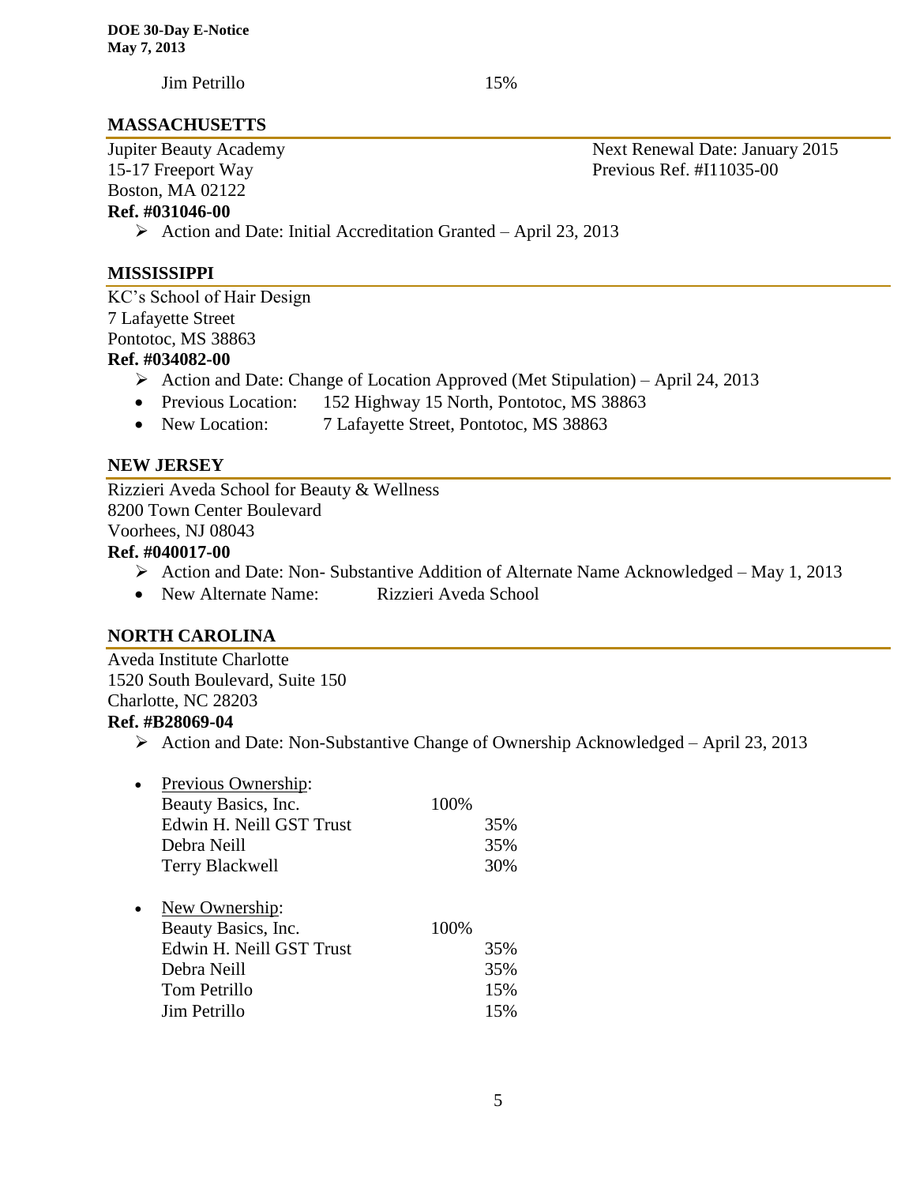Jim Petrillo 15%

## MASSACHUSETTS

Jupiter Beauty Academy
15-17 Freeport Way
Boston, MA 02122
**Ref. #031046-00**

Next Renewal Date: January 2015
Previous Ref. #I11035-00

- Action and Date: Initial Accreditation Granted – April 23, 2013

## MISSISSIPPI

KC's School of Hair Design
7 Lafayette Street
Pontotoc, MS 38863
**Ref. #034082-00**

- Action and Date: Change of Location Approved (Met Stipulation) – April 24, 2013
- Previous Location: 152 Highway 15 North, Pontotoc, MS 38863
- New Location: 7 Lafayette Street, Pontotoc, MS 38863

## NEW JERSEY

Rizzieri Aveda School for Beauty & Wellness
8200 Town Center Boulevard
Voorhees, NJ 08043
**Ref. #040017-00**

- Action and Date: Non- Substantive Addition of Alternate Name Acknowledged – May 1, 2013
- New Alternate Name: Rizzieri Aveda School

## NORTH CAROLINA

Aveda Institute Charlotte
1520 South Boulevard, Suite 150
Charlotte, NC 28203
**Ref. #B28069-04**

- Action and Date: Non-Substantive Change of Ownership Acknowledged – April 23, 2013

- Previous Ownership:

| | | |
|---|---|---|
| Beauty Basics, Inc. | 100% | |
| Edwin H. Neill GST Trust | | 35% |
| Debra Neill | | 35% |
| Terry Blackwell | | 30% |

- New Ownership:

| | | |
|---|---|---|
| Beauty Basics, Inc. | 100% | |
| Edwin H. Neill GST Trust | | 35% |
| Debra Neill | | 35% |
| Tom Petrillo | | 15% |
| Jim Petrillo | | 15% |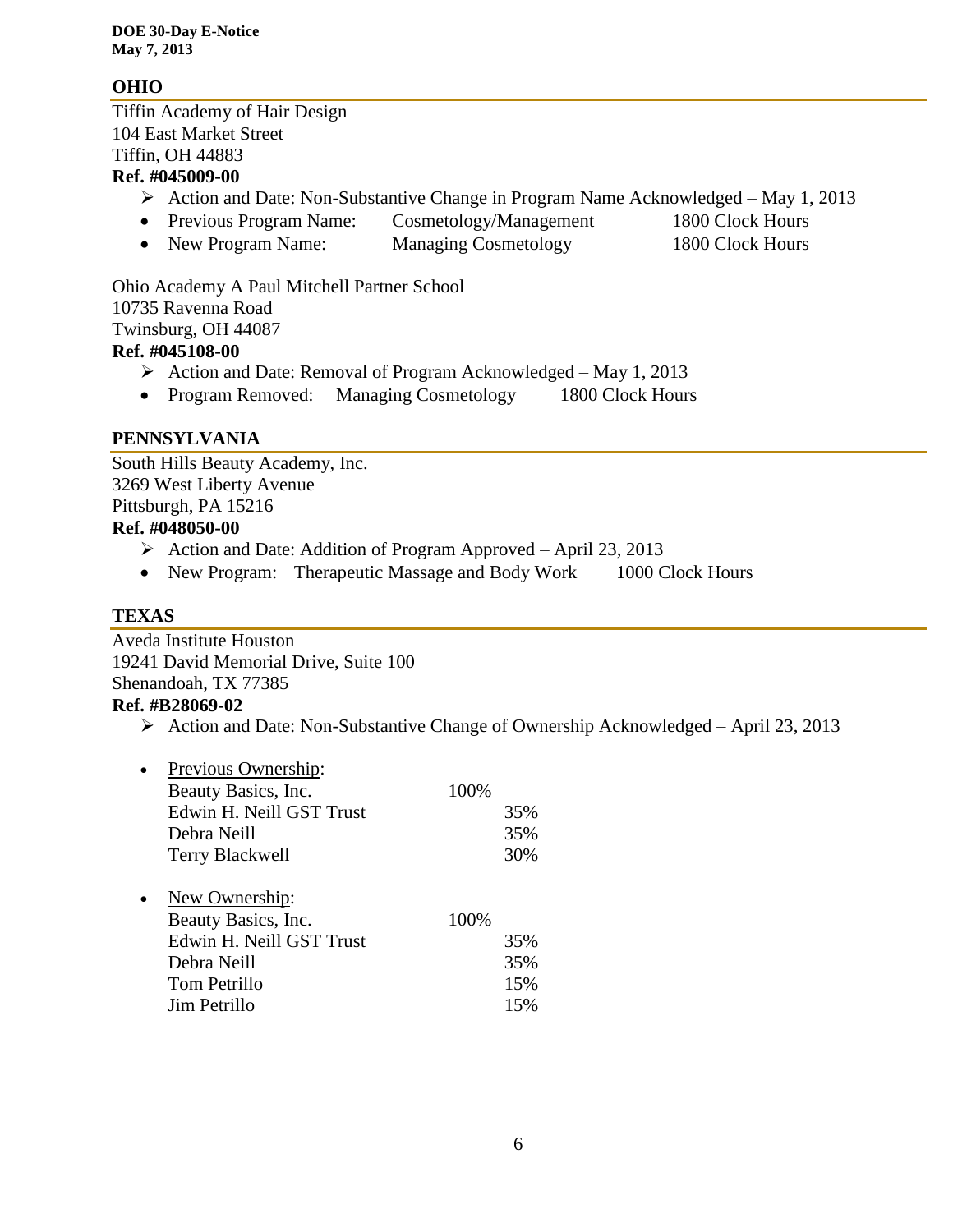## OHIO

Tiffin Academy of Hair Design
104 East Market Street
Tiffin, OH 44883
**Ref. #045009-00**

- ➢ Action and Date: Non-Substantive Change in Program Name Acknowledged – May 1, 2013
- Previous Program Name: Cosmetology/Management 1800 Clock Hours
- New Program Name: Managing Cosmetology 1800 Clock Hours

Ohio Academy A Paul Mitchell Partner School
10735 Ravenna Road
Twinsburg, OH 44087
**Ref. #045108-00**

- ➢ Action and Date: Removal of Program Acknowledged – May 1, 2013
- Program Removed: Managing Cosmetology 1800 Clock Hours

## PENNSYLVANIA

South Hills Beauty Academy, Inc.
3269 West Liberty Avenue
Pittsburgh, PA 15216
**Ref. #048050-00**

- ➢ Action and Date: Addition of Program Approved – April 23, 2013
- New Program: Therapeutic Massage and Body Work 1000 Clock Hours

## TEXAS

Aveda Institute Houston
19241 David Memorial Drive, Suite 100
Shenandoah, TX 77385
**Ref. #B28069-02**

- ➢ Action and Date: Non-Substantive Change of Ownership Acknowledged – April 23, 2013

- Previous Ownership:

| | | |
|---|---|---|
| Beauty Basics, Inc. | 100% | |
| Edwin H. Neill GST Trust | | 35% |
| Debra Neill | | 35% |
| Terry Blackwell | | 30% |

- New Ownership:

| | | |
|---|---|---|
| Beauty Basics, Inc. | 100% | |
| Edwin H. Neill GST Trust | | 35% |
| Debra Neill | | 35% |
| Tom Petrillo | | 15% |
| Jim Petrillo | | 15% |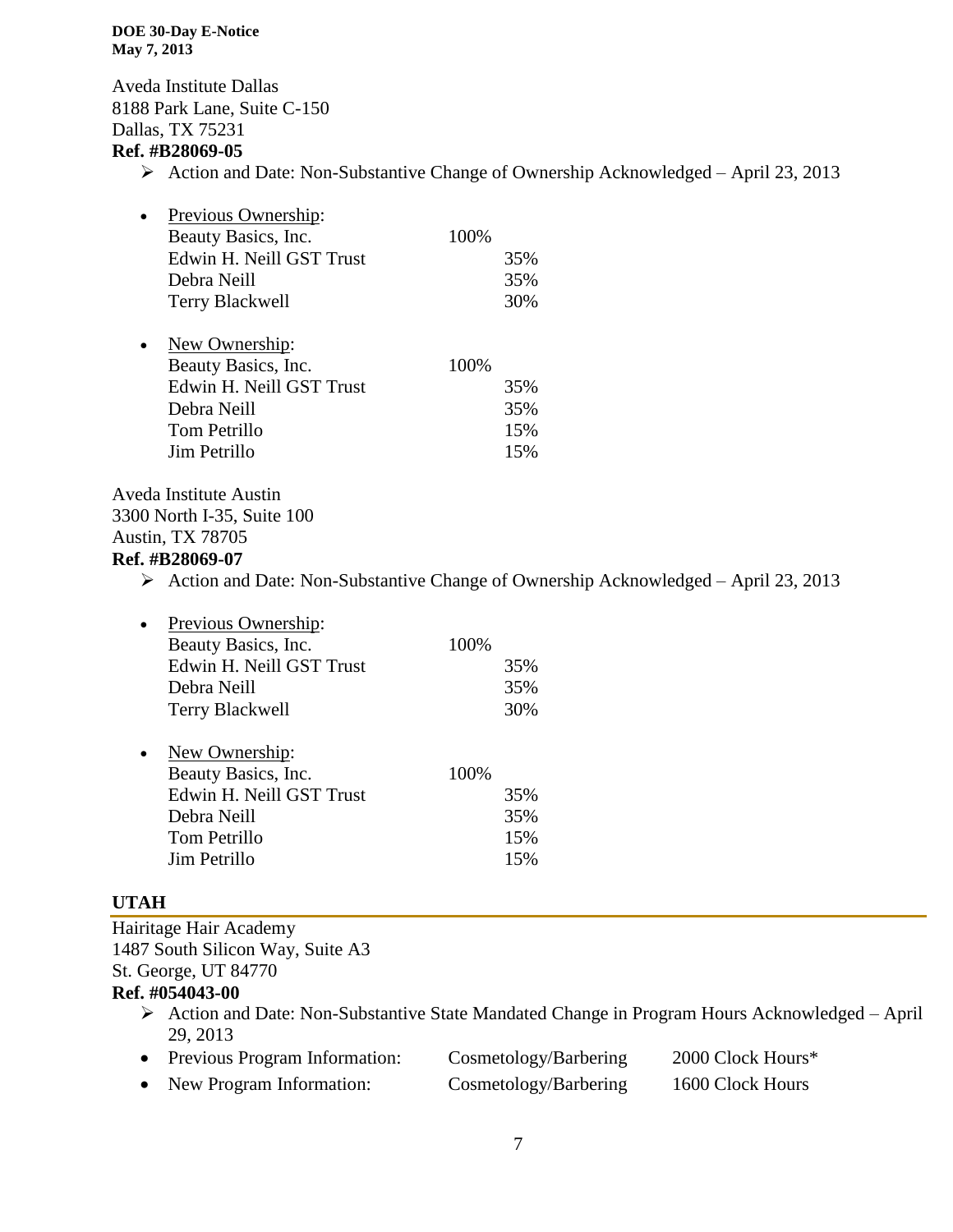Aveda Institute Dallas
8188 Park Lane, Suite C-150
Dallas, TX 75231
**Ref. #B28069-05**

- Action and Date: Non-Substantive Change of Ownership Acknowledged – April 23, 2013

- Previous Ownership:

| | | |
|---|---|---|
| Beauty Basics, Inc. | 100% | |
| Edwin H. Neill GST Trust | | 35% |
| Debra Neill | | 35% |
| Terry Blackwell | | 30% |

- New Ownership:

| | | |
|---|---|---|
| Beauty Basics, Inc. | 100% | |
| Edwin H. Neill GST Trust | | 35% |
| Debra Neill | | 35% |
| Tom Petrillo | | 15% |
| Jim Petrillo | | 15% |

Aveda Institute Austin
3300 North I-35, Suite 100
Austin, TX 78705
**Ref. #B28069-07**

- Action and Date: Non-Substantive Change of Ownership Acknowledged – April 23, 2013

- Previous Ownership:

| | | |
|---|---|---|
| Beauty Basics, Inc. | 100% | |
| Edwin H. Neill GST Trust | | 35% |
| Debra Neill | | 35% |
| Terry Blackwell | | 30% |

- New Ownership:

| | | |
|---|---|---|
| Beauty Basics, Inc. | 100% | |
| Edwin H. Neill GST Trust | | 35% |
| Debra Neill | | 35% |
| Tom Petrillo | | 15% |
| Jim Petrillo | | 15% |

## UTAH

Hairitage Hair Academy
1487 South Silicon Way, Suite A3
St. George, UT 84770
**Ref. #054043-00**

- Action and Date: Non-Substantive State Mandated Change in Program Hours Acknowledged – April 29, 2013

| | | |
|---|---|---|
| Previous Program Information: | Cosmetology/Barbering | 2000 Clock Hours* |
| New Program Information: | Cosmetology/Barbering | 1600 Clock Hours |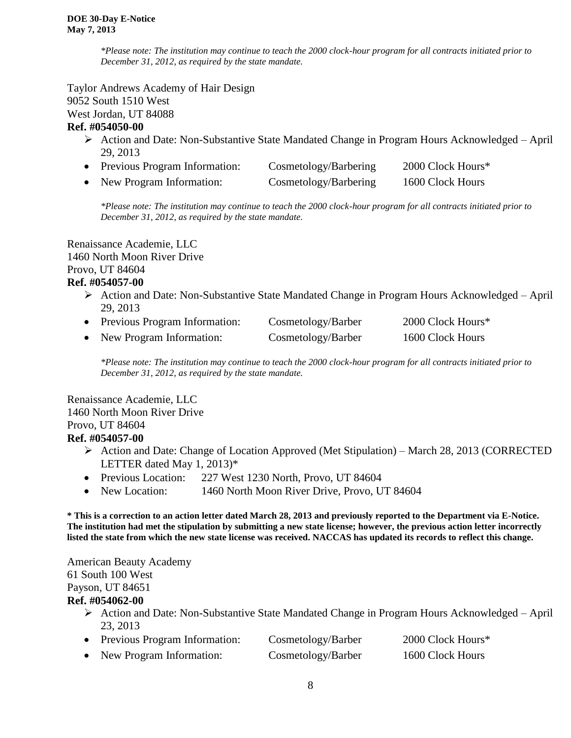*\*Please note: The institution may continue to teach the 2000 clock-hour program for all contracts initiated prior to December 31, 2012, as required by the state mandate.*

Taylor Andrews Academy of Hair Design
9052 South 1510 West
West Jordan, UT 84088
**Ref. #054050-00**

- Action and Date: Non-Substantive State Mandated Change in Program Hours Acknowledged – April 29, 2013
- Previous Program Information: Cosmetology/Barbering 2000 Clock Hours*
- New Program Information: Cosmetology/Barbering 1600 Clock Hours

*\*Please note: The institution may continue to teach the 2000 clock-hour program for all contracts initiated prior to December 31, 2012, as required by the state mandate.*

Renaissance Academie, LLC
1460 North Moon River Drive
Provo, UT 84604
**Ref. #054057-00**

- Action and Date: Non-Substantive State Mandated Change in Program Hours Acknowledged – April 29, 2013
- Previous Program Information: Cosmetology/Barber 2000 Clock Hours*
- New Program Information: Cosmetology/Barber 1600 Clock Hours

*\*Please note: The institution may continue to teach the 2000 clock-hour program for all contracts initiated prior to December 31, 2012, as required by the state mandate.*

Renaissance Academie, LLC
1460 North Moon River Drive
Provo, UT 84604
**Ref. #054057-00**

- Action and Date: Change of Location Approved (Met Stipulation) – March 28, 2013 (CORRECTED LETTER dated May 1, 2013)*
- Previous Location: 227 West 1230 North, Provo, UT 84604
- New Location: 1460 North Moon River Drive, Provo, UT 84604

**\* This is a correction to an action letter dated March 28, 2013 and previously reported to the Department via E-Notice. The institution had met the stipulation by submitting a new state license; however, the previous action letter incorrectly listed the state from which the new state license was received. NACCAS has updated its records to reflect this change.**

American Beauty Academy
61 South 100 West
Payson, UT 84651
**Ref. #054062-00**

- Action and Date: Non-Substantive State Mandated Change in Program Hours Acknowledged – April 23, 2013
- Previous Program Information: Cosmetology/Barber 2000 Clock Hours*
- New Program Information: Cosmetology/Barber 1600 Clock Hours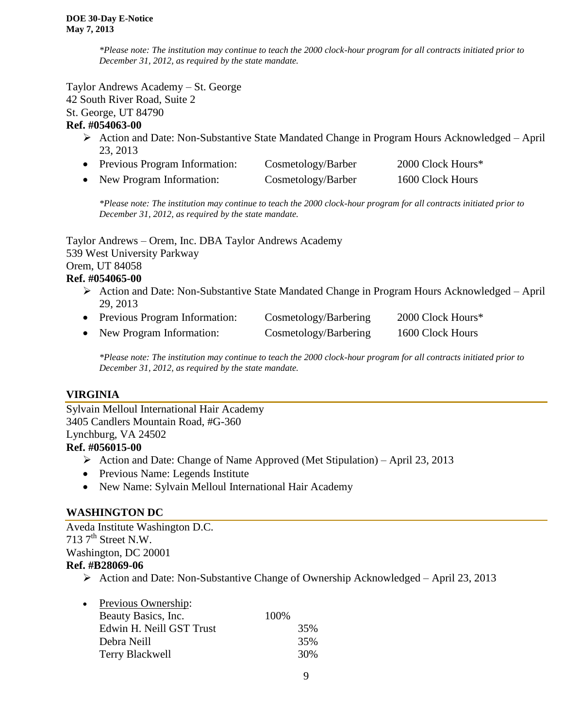*\*Please note: The institution may continue to teach the 2000 clock-hour program for all contracts initiated prior to December 31, 2012, as required by the state mandate.*

Taylor Andrews Academy – St. George
42 South River Road, Suite 2
St. George, UT 84790
**Ref. #054063-00**

- Action and Date: Non-Substantive State Mandated Change in Program Hours Acknowledged – April 23, 2013
- Previous Program Information: Cosmetology/Barber 2000 Clock Hours*
- New Program Information: Cosmetology/Barber 1600 Clock Hours

*\*Please note: The institution may continue to teach the 2000 clock-hour program for all contracts initiated prior to December 31, 2012, as required by the state mandate.*

Taylor Andrews – Orem, Inc. DBA Taylor Andrews Academy
539 West University Parkway
Orem, UT 84058
**Ref. #054065-00**

- Action and Date: Non-Substantive State Mandated Change in Program Hours Acknowledged – April 29, 2013
- Previous Program Information: Cosmetology/Barbering 2000 Clock Hours*
- New Program Information: Cosmetology/Barbering 1600 Clock Hours

*\*Please note: The institution may continue to teach the 2000 clock-hour program for all contracts initiated prior to December 31, 2012, as required by the state mandate.*

## VIRGINIA

Sylvain Melloul International Hair Academy
3405 Candlers Mountain Road, #G-360
Lynchburg, VA 24502
**Ref. #056015-00**

- Action and Date: Change of Name Approved (Met Stipulation) – April 23, 2013
- Previous Name: Legends Institute
- New Name: Sylvain Melloul International Hair Academy

## WASHINGTON DC

Aveda Institute Washington D.C.
713 7th Street N.W.
Washington, DC 20001
**Ref. #B28069-06**

- Action and Date: Non-Substantive Change of Ownership Acknowledged – April 23, 2013

- Previous Ownership:

| | | |
|---|---|---|
| Beauty Basics, Inc. | 100% | |
| Edwin H. Neill GST Trust | | 35% |
| Debra Neill | | 35% |
| Terry Blackwell | | 30% |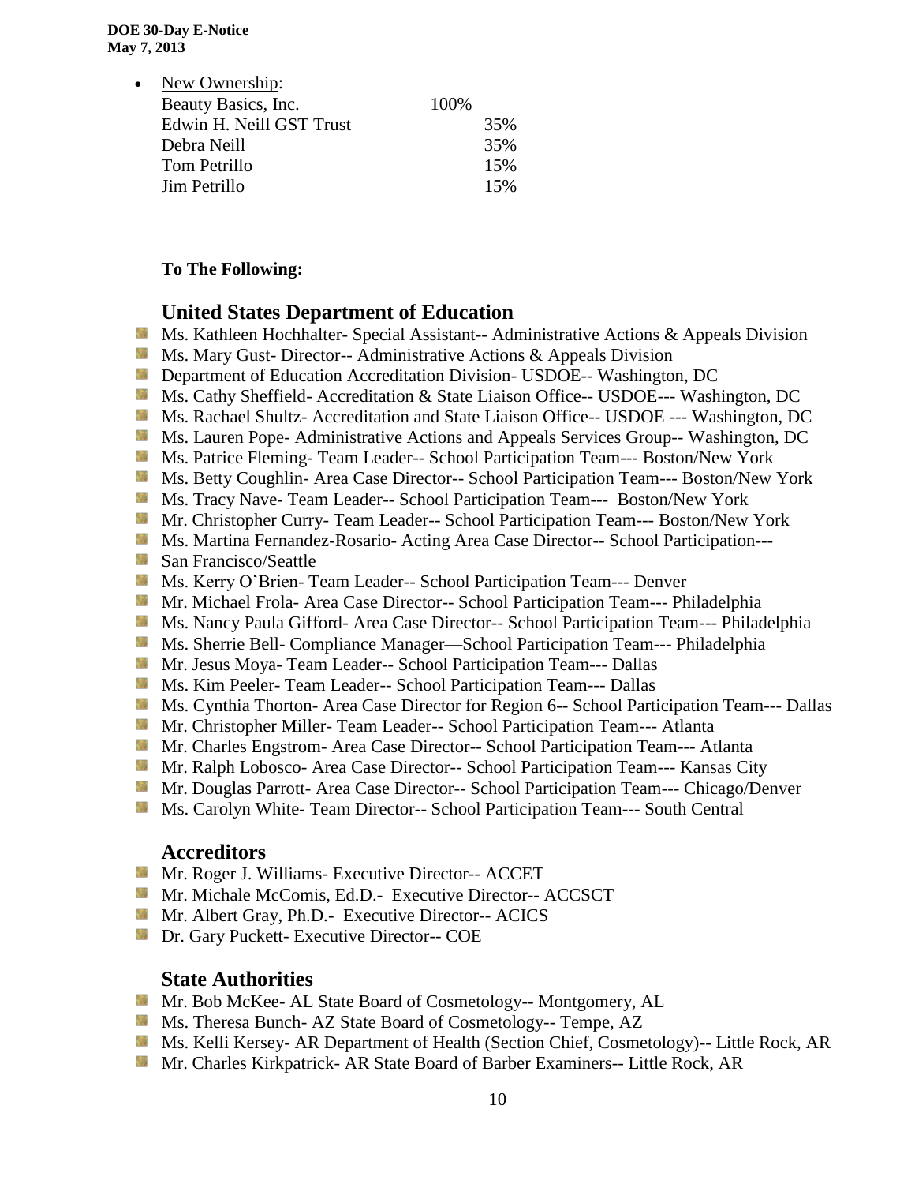- New Ownership:

| | | |
|---|---|---|
| Beauty Basics, Inc. | 100% | |
| Edwin H. Neill GST Trust | | 35% |
| Debra Neill | | 35% |
| Tom Petrillo | | 15% |
| Jim Petrillo | | 15% |

**To The Following:**

## United States Department of Education

- Ms. Kathleen Hochhalter- Special Assistant-- Administrative Actions & Appeals Division
- Ms. Mary Gust- Director-- Administrative Actions & Appeals Division
- Department of Education Accreditation Division- USDOE-- Washington, DC
- Ms. Cathy Sheffield- Accreditation & State Liaison Office-- USDOE--- Washington, DC
- Ms. Rachael Shultz- Accreditation and State Liaison Office-- USDOE --- Washington, DC
- Ms. Lauren Pope- Administrative Actions and Appeals Services Group-- Washington, DC
- Ms. Patrice Fleming- Team Leader-- School Participation Team--- Boston/New York
- Ms. Betty Coughlin- Area Case Director-- School Participation Team--- Boston/New York
- Ms. Tracy Nave- Team Leader-- School Participation Team--- Boston/New York
- Mr. Christopher Curry- Team Leader-- School Participation Team--- Boston/New York
- Ms. Martina Fernandez-Rosario- Acting Area Case Director-- School Participation---
- San Francisco/Seattle
- Ms. Kerry O'Brien- Team Leader-- School Participation Team--- Denver
- Mr. Michael Frola- Area Case Director-- School Participation Team--- Philadelphia
- Ms. Nancy Paula Gifford- Area Case Director-- School Participation Team--- Philadelphia
- Ms. Sherrie Bell- Compliance Manager—School Participation Team--- Philadelphia
- Mr. Jesus Moya- Team Leader-- School Participation Team--- Dallas
- Ms. Kim Peeler- Team Leader-- School Participation Team--- Dallas
- Ms. Cynthia Thorton- Area Case Director for Region 6-- School Participation Team--- Dallas
- Mr. Christopher Miller- Team Leader-- School Participation Team--- Atlanta
- Mr. Charles Engstrom- Area Case Director-- School Participation Team--- Atlanta
- Mr. Ralph Lobosco- Area Case Director-- School Participation Team--- Kansas City
- Mr. Douglas Parrott- Area Case Director-- School Participation Team--- Chicago/Denver
- Ms. Carolyn White- Team Director-- School Participation Team--- South Central

## Accreditors

- Mr. Roger J. Williams- Executive Director-- ACCET
- Mr. Michale McComis, Ed.D.- Executive Director-- ACCSCT
- Mr. Albert Gray, Ph.D.- Executive Director-- ACICS
- Dr. Gary Puckett- Executive Director-- COE

## State Authorities

- Mr. Bob McKee- AL State Board of Cosmetology-- Montgomery, AL
- Ms. Theresa Bunch- AZ State Board of Cosmetology-- Tempe, AZ
- Ms. Kelli Kersey- AR Department of Health (Section Chief, Cosmetology)-- Little Rock, AR
- Mr. Charles Kirkpatrick- AR State Board of Barber Examiners-- Little Rock, AR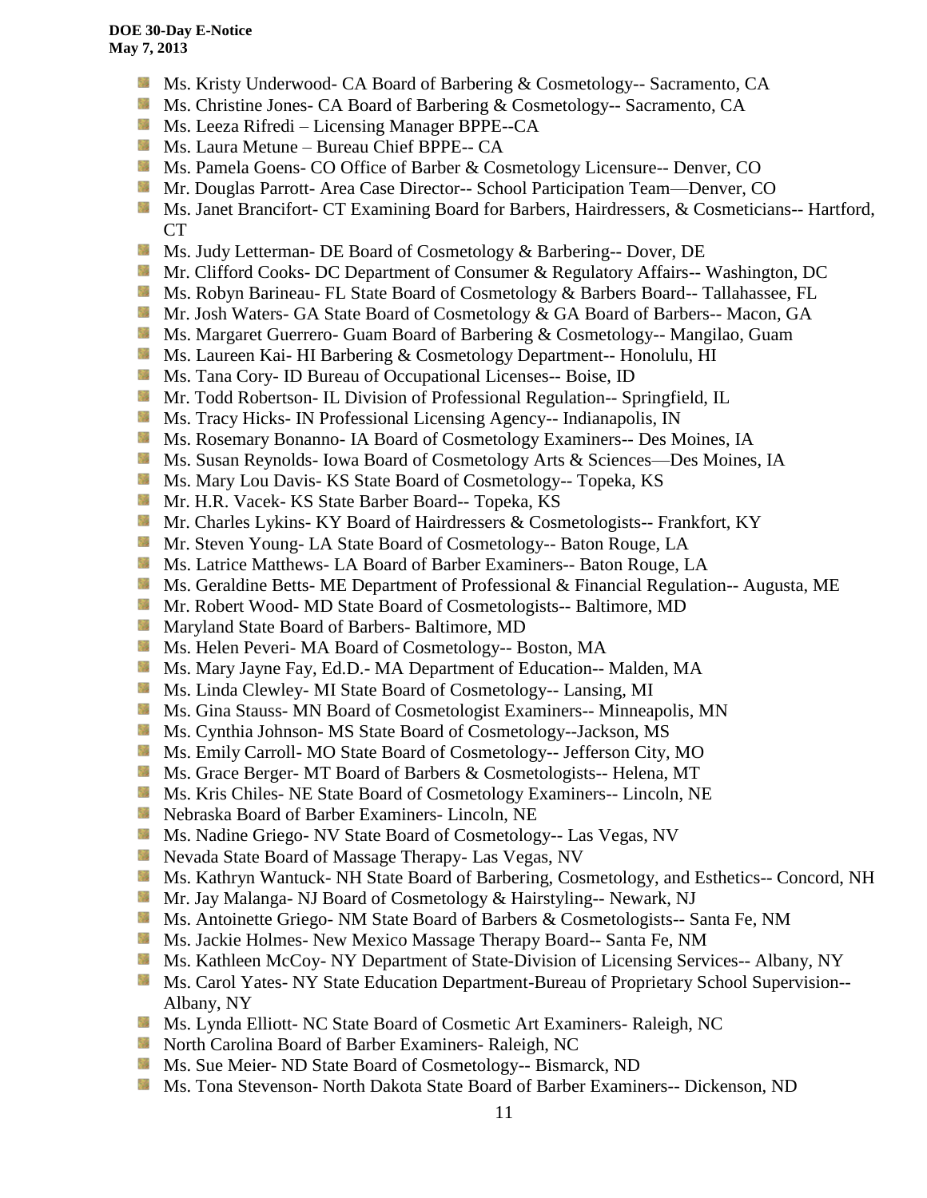- Ms. Kristy Underwood- CA Board of Barbering & Cosmetology-- Sacramento, CA
- Ms. Christine Jones- CA Board of Barbering & Cosmetology-- Sacramento, CA
- Ms. Leeza Rifredi – Licensing Manager BPPE--CA
- Ms. Laura Metune – Bureau Chief BPPE-- CA
- Ms. Pamela Goens- CO Office of Barber & Cosmetology Licensure-- Denver, CO
- Mr. Douglas Parrott- Area Case Director-- School Participation Team—Denver, CO
- Ms. Janet Brancifort- CT Examining Board for Barbers, Hairdressers, & Cosmeticians-- Hartford, CT
- Ms. Judy Letterman- DE Board of Cosmetology & Barbering-- Dover, DE
- Mr. Clifford Cooks- DC Department of Consumer & Regulatory Affairs-- Washington, DC
- Ms. Robyn Barineau- FL State Board of Cosmetology & Barbers Board-- Tallahassee, FL
- Mr. Josh Waters- GA State Board of Cosmetology & GA Board of Barbers-- Macon, GA
- Ms. Margaret Guerrero- Guam Board of Barbering & Cosmetology-- Mangilao, Guam
- Ms. Laureen Kai- HI Barbering & Cosmetology Department-- Honolulu, HI
- Ms. Tana Cory- ID Bureau of Occupational Licenses-- Boise, ID
- Mr. Todd Robertson- IL Division of Professional Regulation-- Springfield, IL
- Ms. Tracy Hicks- IN Professional Licensing Agency-- Indianapolis, IN
- Ms. Rosemary Bonanno- IA Board of Cosmetology Examiners-- Des Moines, IA
- Ms. Susan Reynolds- Iowa Board of Cosmetology Arts & Sciences—Des Moines, IA
- Ms. Mary Lou Davis- KS State Board of Cosmetology-- Topeka, KS
- Mr. H.R. Vacek- KS State Barber Board-- Topeka, KS
- Mr. Charles Lykins- KY Board of Hairdressers & Cosmetologists-- Frankfort, KY
- Mr. Steven Young- LA State Board of Cosmetology-- Baton Rouge, LA
- Ms. Latrice Matthews- LA Board of Barber Examiners-- Baton Rouge, LA
- Ms. Geraldine Betts- ME Department of Professional & Financial Regulation-- Augusta, ME
- Mr. Robert Wood- MD State Board of Cosmetologists-- Baltimore, MD
- Maryland State Board of Barbers- Baltimore, MD
- Ms. Helen Peveri- MA Board of Cosmetology-- Boston, MA
- Ms. Mary Jayne Fay, Ed.D.- MA Department of Education-- Malden, MA
- Ms. Linda Clewley- MI State Board of Cosmetology-- Lansing, MI
- Ms. Gina Stauss- MN Board of Cosmetologist Examiners-- Minneapolis, MN
- Ms. Cynthia Johnson- MS State Board of Cosmetology--Jackson, MS
- Ms. Emily Carroll- MO State Board of Cosmetology-- Jefferson City, MO
- Ms. Grace Berger- MT Board of Barbers & Cosmetologists-- Helena, MT
- Ms. Kris Chiles- NE State Board of Cosmetology Examiners-- Lincoln, NE
- Nebraska Board of Barber Examiners- Lincoln, NE
- Ms. Nadine Griego- NV State Board of Cosmetology-- Las Vegas, NV
- Nevada State Board of Massage Therapy- Las Vegas, NV
- Ms. Kathryn Wantuck- NH State Board of Barbering, Cosmetology, and Esthetics-- Concord, NH
- Mr. Jay Malanga- NJ Board of Cosmetology & Hairstyling-- Newark, NJ
- Ms. Antoinette Griego- NM State Board of Barbers & Cosmetologists-- Santa Fe, NM
- Ms. Jackie Holmes- New Mexico Massage Therapy Board-- Santa Fe, NM
- Ms. Kathleen McCoy- NY Department of State-Division of Licensing Services-- Albany, NY
- Ms. Carol Yates- NY State Education Department-Bureau of Proprietary School Supervision-- Albany, NY
- Ms. Lynda Elliott- NC State Board of Cosmetic Art Examiners- Raleigh, NC
- North Carolina Board of Barber Examiners- Raleigh, NC
- Ms. Sue Meier- ND State Board of Cosmetology-- Bismarck, ND
- Ms. Tona Stevenson- North Dakota State Board of Barber Examiners-- Dickenson, ND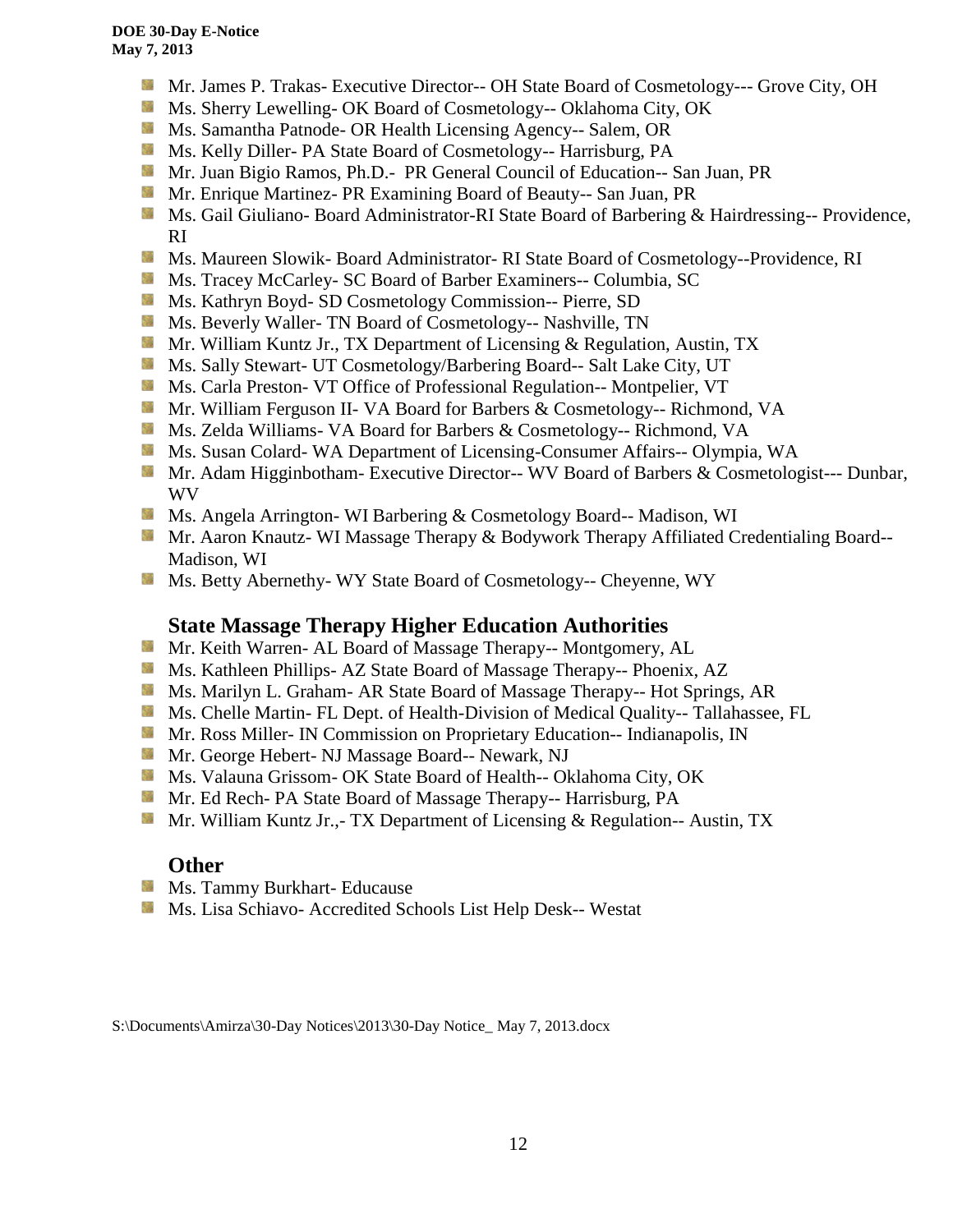- Mr. James P. Trakas- Executive Director-- OH State Board of Cosmetology--- Grove City, OH
- Ms. Sherry Lewelling- OK Board of Cosmetology-- Oklahoma City, OK
- Ms. Samantha Patnode- OR Health Licensing Agency-- Salem, OR
- Ms. Kelly Diller- PA State Board of Cosmetology-- Harrisburg, PA
- Mr. Juan Bigio Ramos, Ph.D.- PR General Council of Education-- San Juan, PR
- Mr. Enrique Martinez- PR Examining Board of Beauty-- San Juan, PR
- Ms. Gail Giuliano- Board Administrator-RI State Board of Barbering & Hairdressing-- Providence, RI
- Ms. Maureen Slowik- Board Administrator- RI State Board of Cosmetology--Providence, RI
- Ms. Tracey McCarley- SC Board of Barber Examiners-- Columbia, SC
- Ms. Kathryn Boyd- SD Cosmetology Commission-- Pierre, SD
- Ms. Beverly Waller- TN Board of Cosmetology-- Nashville, TN
- Mr. William Kuntz Jr., TX Department of Licensing & Regulation, Austin, TX
- Ms. Sally Stewart- UT Cosmetology/Barbering Board-- Salt Lake City, UT
- Ms. Carla Preston- VT Office of Professional Regulation-- Montpelier, VT
- Mr. William Ferguson II- VA Board for Barbers & Cosmetology-- Richmond, VA
- Ms. Zelda Williams- VA Board for Barbers & Cosmetology-- Richmond, VA
- Ms. Susan Colard- WA Department of Licensing-Consumer Affairs-- Olympia, WA
- Mr. Adam Higginbotham- Executive Director-- WV Board of Barbers & Cosmetologist--- Dunbar, WV
- Ms. Angela Arrington- WI Barbering & Cosmetology Board-- Madison, WI
- Mr. Aaron Knautz- WI Massage Therapy & Bodywork Therapy Affiliated Credentialing Board-- Madison, WI
- Ms. Betty Abernethy- WY State Board of Cosmetology-- Cheyenne, WY

## State Massage Therapy Higher Education Authorities

- Mr. Keith Warren- AL Board of Massage Therapy-- Montgomery, AL
- Ms. Kathleen Phillips- AZ State Board of Massage Therapy-- Phoenix, AZ
- Ms. Marilyn L. Graham- AR State Board of Massage Therapy-- Hot Springs, AR
- Ms. Chelle Martin- FL Dept. of Health-Division of Medical Quality-- Tallahassee, FL
- Mr. Ross Miller- IN Commission on Proprietary Education-- Indianapolis, IN
- Mr. George Hebert- NJ Massage Board-- Newark, NJ
- Ms. Valauna Grissom- OK State Board of Health-- Oklahoma City, OK
- Mr. Ed Rech- PA State Board of Massage Therapy-- Harrisburg, PA
- Mr. William Kuntz Jr.,- TX Department of Licensing & Regulation-- Austin, TX

## Other

- Ms. Tammy Burkhart- Educause
- Ms. Lisa Schiavo- Accredited Schools List Help Desk-- Westat

S:\Documents\Amirza\30-Day Notices\2013\30-Day Notice_ May 7, 2013.docx